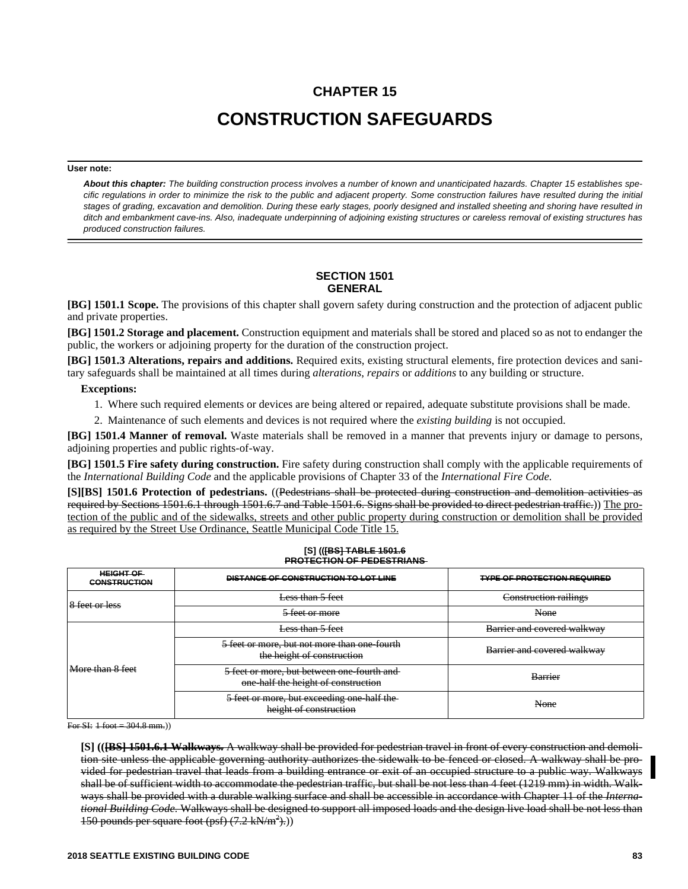# CHAPTER 15

# CONSTRUCTION SAFEGUARDS

**User note:**

***About this chapter:*** *The building construction process involves a number of known and unanticipated hazards. Chapter 15 establishes specific regulations in order to minimize the risk to the public and adjacent property. Some construction failures have resulted during the initial stages of grading, excavation and demolition. During these early stages, poorly designed and installed sheeting and shoring have resulted in ditch and embankment cave-ins. Also, inadequate underpinning of adjoining existing structures or careless removal of existing structures has produced construction failures.*

## SECTION 1501 GENERAL

**[BG] 1501.1 Scope.** The provisions of this chapter shall govern safety during construction and the protection of adjacent public and private properties.

**[BG] 1501.2 Storage and placement.** Construction equipment and materials shall be stored and placed so as not to endanger the public, the workers or adjoining property for the duration of the construction project.

**[BG] 1501.3 Alterations, repairs and additions.** Required exits, existing structural elements, fire protection devices and sanitary safeguards shall be maintained at all times during *alterations*, *repairs* or *additions* to any building or structure.

**Exceptions:**

1. Where such required elements or devices are being altered or repaired, adequate substitute provisions shall be made.
2. Maintenance of such elements and devices is not required where the *existing building* is not occupied.

**[BG] 1501.4 Manner of removal.** Waste materials shall be removed in a manner that prevents injury or damage to persons, adjoining properties and public rights-of-way.

**[BG] 1501.5 Fire safety during construction.** Fire safety during construction shall comply with the applicable requirements of the *International Building Code* and the applicable provisions of Chapter 33 of the *International Fire Code.*

**[S][BS] 1501.6 Protection of pedestrians.** ((~~Pedestrians shall be protected during construction and demolition activities as required by Sections 1501.6.1 through 1501.6.7 and Table 1501.6. Signs shall be provided to direct pedestrian traffic.~~)) <u>The protection of the public and of the sidewalks, streets and other public property during construction or demolition shall be provided as required by the Street Use Ordinance, Seattle Municipal Code Title 15.</u>

**[S] ((~~[BS] TABLE 1501.6 PROTECTION OF PEDESTRIANS~~**

| ~~HEIGHT OF CONSTRUCTION~~ | ~~DISTANCE OF CONSTRUCTION TO LOT LINE~~ | ~~TYPE OF PROTECTION REQUIRED~~ |
|---|---|---|
| ~~8 feet or less~~ | ~~Less than 5 feet~~ | ~~Construction railings~~ |
| | ~~5 feet or more~~ | ~~None~~ |
| ~~More than 8 feet~~ | ~~Less than 5 feet~~ | ~~Barrier and covered walkway~~ |
| | ~~5 feet or more, but not more than one-fourth the height of construction~~ | ~~Barrier and covered walkway~~ |
| | ~~5 feet or more, but between one-fourth and one-half the height of construction~~ | ~~Barrier~~ |
| | ~~5 feet or more, but exceeding one-half the height of construction~~ | ~~None~~ |

~~For SI: 1 foot = 304.8 mm.~~))

**[S] ((~~[BS] 1501.6.1 Walkways.~~** ~~A walkway shall be provided for pedestrian travel in front of every construction and demolition site unless the applicable governing authority authorizes the sidewalk to be fenced or closed. A walkway shall be provided for pedestrian travel that leads from a building entrance or exit of an occupied structure to a public way. Walkways shall be of sufficient width to accommodate the pedestrian traffic, but shall be not less than 4 feet (1219 mm) in width. Walkways shall be provided with a durable walking surface and shall be accessible in accordance with Chapter 11 of the~~ ~~*International Building Code.*~~ ~~Walkways shall be designed to support all imposed loads and the design live load shall be not less than 150 pounds per square foot (psf) (7.2 kN/m²).~~))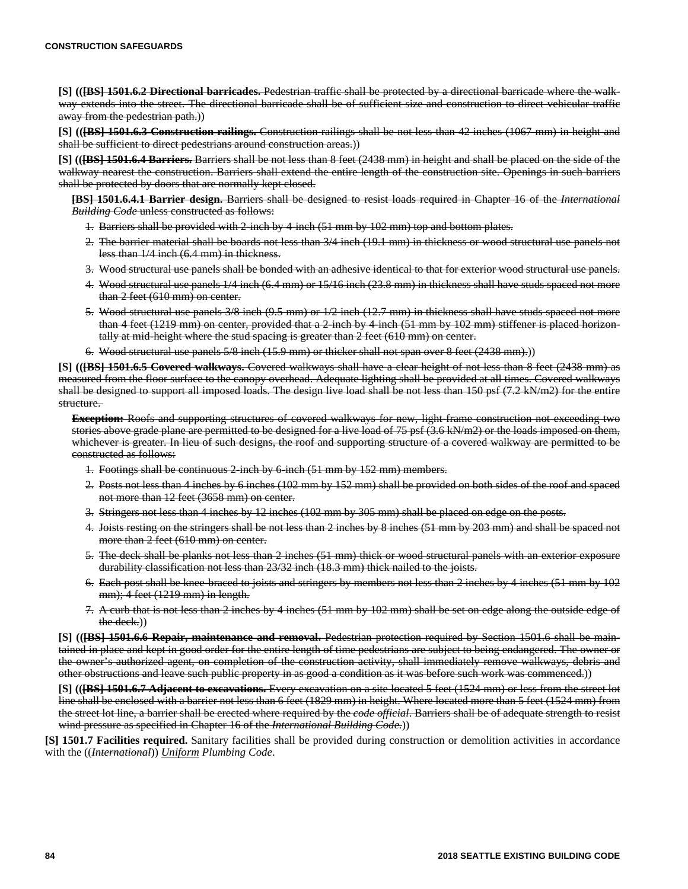**[S] ((~~[BS] 1501.6.2 Directional barricades.~~ ~~Pedestrian traffic shall be protected by a directional barricade where the walkway extends into the street. The directional barricade shall be of sufficient size and construction to direct vehicular traffic away from the pedestrian path.~~))

**[S] ((~~[BS] 1501.6.3 Construction railings.~~ ~~Construction railings shall be not less than 42 inches (1067 mm) in height and shall be sufficient to direct pedestrians around construction areas.~~))

**[S] ((~~[BS] 1501.6.4 Barriers.~~ ~~Barriers shall be not less than 8 feet (2438 mm) in height and shall be placed on the side of the walkway nearest the construction. Barriers shall extend the entire length of the construction site. Openings in such barriers shall be protected by doors that are normally kept closed.~~

~~**[BS] 1501.6.4.1 Barrier design.**~~ ~~Barriers shall be designed to resist loads required in Chapter 16 of the *International Building Code* unless constructed as follows:~~

1. ~~Barriers shall be provided with 2-inch by 4-inch (51 mm by 102 mm) top and bottom plates.~~
2. ~~The barrier material shall be boards not less than 3/4 inch (19.1 mm) in thickness or wood structural use panels not less than 1/4 inch (6.4 mm) in thickness.~~
3. ~~Wood structural use panels shall be bonded with an adhesive identical to that for exterior wood structural use panels.~~
4. ~~Wood structural use panels 1/4 inch (6.4 mm) or 15/16 inch (23.8 mm) in thickness shall have studs spaced not more than 2 feet (610 mm) on center.~~
5. ~~Wood structural use panels 3/8 inch (9.5 mm) or 1/2 inch (12.7 mm) in thickness shall have studs spaced not more than 4 feet (1219 mm) on center, provided that a 2-inch by 4-inch (51 mm by 102 mm) stiffener is placed horizontally at mid-height where the stud spacing is greater than 2 feet (610 mm) on center.~~
6. ~~Wood structural use panels 5/8 inch (15.9 mm) or thicker shall not span over 8 feet (2438 mm).~~))

**[S] ((~~[BS] 1501.6.5 Covered walkways.~~ ~~Covered walkways shall have a clear height of not less than 8 feet (2438 mm) as measured from the floor surface to the canopy overhead. Adequate lighting shall be provided at all times. Covered walkways shall be designed to support all imposed loads. The design live load shall be not less than 150 psf (7.2 kN/m2) for the entire structure.~~

~~**Exception:**~~ ~~Roofs and supporting structures of covered walkways for new, light-frame construction not exceeding two stories above grade plane are permitted to be designed for a live load of 75 psf (3.6 kN/m2) or the loads imposed on them, whichever is greater. In lieu of such designs, the roof and supporting structure of a covered walkway are permitted to be constructed as follows:~~

1. ~~Footings shall be continuous 2-inch by 6-inch (51 mm by 152 mm) members.~~
2. ~~Posts not less than 4 inches by 6 inches (102 mm by 152 mm) shall be provided on both sides of the roof and spaced not more than 12 feet (3658 mm) on center.~~
3. ~~Stringers not less than 4 inches by 12 inches (102 mm by 305 mm) shall be placed on edge on the posts.~~
4. ~~Joists resting on the stringers shall be not less than 2 inches by 8 inches (51 mm by 203 mm) and shall be spaced not more than 2 feet (610 mm) on center.~~
5. ~~The deck shall be planks not less than 2 inches (51 mm) thick or wood structural panels with an exterior exposure durability classification not less than 23/32 inch (18.3 mm) thick nailed to the joists.~~
6. ~~Each post shall be knee-braced to joists and stringers by members not less than 2 inches by 4 inches (51 mm by 102 mm); 4 feet (1219 mm) in length.~~
7. ~~A curb that is not less than 2 inches by 4 inches (51 mm by 102 mm) shall be set on edge along the outside edge of the deck.~~))

**[S] ((~~[BS] 1501.6.6 Repair, maintenance and removal.~~ ~~Pedestrian protection required by Section 1501.6 shall be maintained in place and kept in good order for the entire length of time pedestrians are subject to being endangered. The owner or the owner's authorized agent, on completion of the construction activity, shall immediately remove walkways, debris and other obstructions and leave such public property in as good a condition as it was before such work was commenced.~~))

**[S] ((~~[BS] 1501.6.7 Adjacent to excavations.~~ ~~Every excavation on a site located 5 feet (1524 mm) or less from the street lot line shall be enclosed with a barrier not less than 6 feet (1829 mm) in height. Where located more than 5 feet (1524 mm) from the street lot line, a barrier shall be erected where required by the *code official*. Barriers shall be of adequate strength to resist wind pressure as specified in Chapter 16 of the *International Building Code*.~~))

**[S] 1501.7 Facilities required.** Sanitary facilities shall be provided during construction or demolition activities in accordance with the ((~~*International*~~)) <u>*Uniform*</u> *Plumbing Code*.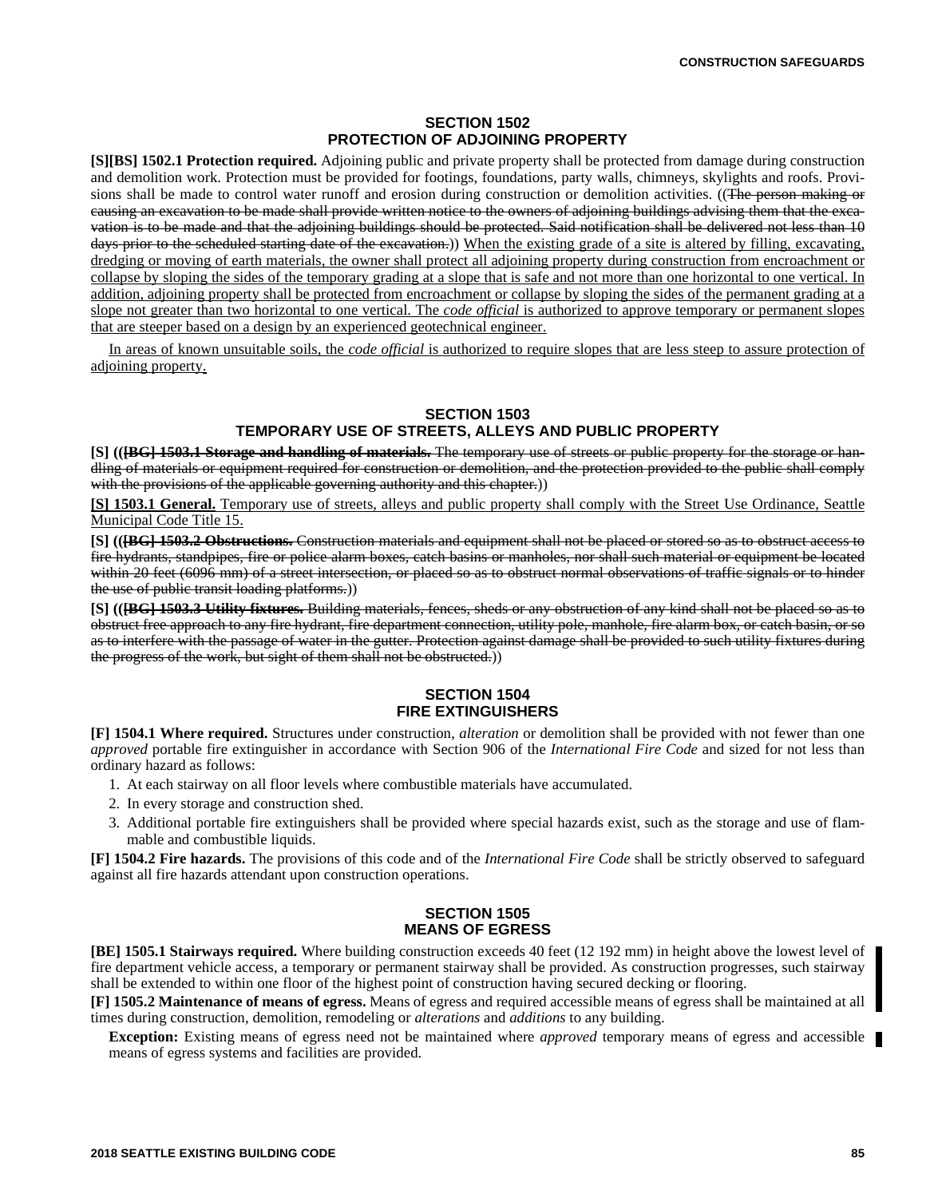## SECTION 1502
## PROTECTION OF ADJOINING PROPERTY

**[S][BS] 1502.1 Protection required.** Adjoining public and private property shall be protected from damage during construction and demolition work. Protection must be provided for footings, foundations, party walls, chimneys, skylights and roofs. Provisions shall be made to control water runoff and erosion during construction or demolition activities. ((~~The person making or causing an excavation to be made shall provide written notice to the owners of adjoining buildings advising them that the excavation is to be made and that the adjoining buildings should be protected. Said notification shall be delivered not less than 10 days prior to the scheduled starting date of the excavation.~~)) <u>When the existing grade of a site is altered by filling, excavating, dredging or moving of earth materials, the owner shall protect all adjoining property during construction from encroachment or collapse by sloping the sides of the temporary grading at a slope that is safe and not more than one horizontal to one vertical. In addition, adjoining property shall be protected from encroachment or collapse by sloping the sides of the permanent grading at a slope not greater than two horizontal to one vertical. The *code official* is authorized to approve temporary or permanent slopes that are steeper based on a design by an experienced geotechnical engineer.</u>

<u>In areas of known unsuitable soils, the *code official* is authorized to require slopes that are less steep to assure protection of adjoining property.</u>

## SECTION 1503
## TEMPORARY USE OF STREETS, ALLEYS AND PUBLIC PROPERTY

**[S] ((~~[BG] 1503.1 Storage and handling of materials.~~** ~~The temporary use of streets or public property for the storage or handling of materials or equipment required for construction or demolition, and the protection provided to the public shall comply with the provisions of the applicable governing authority and this chapter.~~))

**[S] <u>1503.1 General.</u>** <u>Temporary use of streets, alleys and public property shall comply with the Street Use Ordinance, Seattle Municipal Code Title 15.</u>

**[S] ((~~[BG] 1503.2 Obstructions.~~** ~~Construction materials and equipment shall not be placed or stored so as to obstruct access to fire hydrants, standpipes, fire or police alarm boxes, catch basins or manholes, nor shall such material or equipment be located within 20 feet (6096 mm) of a street intersection, or placed so as to obstruct normal observations of traffic signals or to hinder the use of public transit loading platforms.~~))

**[S] ((~~[BG] 1503.3 Utility fixtures.~~** ~~Building materials, fences, sheds or any obstruction of any kind shall not be placed so as to obstruct free approach to any fire hydrant, fire department connection, utility pole, manhole, fire alarm box, or catch basin, or so as to interfere with the passage of water in the gutter. Protection against damage shall be provided to such utility fixtures during the progress of the work, but sight of them shall not be obstructed.~~))

## SECTION 1504
## FIRE EXTINGUISHERS

**[F] 1504.1 Where required.** Structures under construction, *alteration* or demolition shall be provided with not fewer than one *approved* portable fire extinguisher in accordance with Section 906 of the *International Fire Code* and sized for not less than ordinary hazard as follows:

1. At each stairway on all floor levels where combustible materials have accumulated.
2. In every storage and construction shed.
3. Additional portable fire extinguishers shall be provided where special hazards exist, such as the storage and use of flammable and combustible liquids.

**[F] 1504.2 Fire hazards.** The provisions of this code and of the *International Fire Code* shall be strictly observed to safeguard against all fire hazards attendant upon construction operations.

## SECTION 1505
## MEANS OF EGRESS

**[BE] 1505.1 Stairways required.** Where building construction exceeds 40 feet (12 192 mm) in height above the lowest level of fire department vehicle access, a temporary or permanent stairway shall be provided. As construction progresses, such stairway shall be extended to within one floor of the highest point of construction having secured decking or flooring.

**[F] 1505.2 Maintenance of means of egress.** Means of egress and required accessible means of egress shall be maintained at all times during construction, demolition, remodeling or *alterations* and *additions* to any building.

**Exception:** Existing means of egress need not be maintained where *approved* temporary means of egress and accessible means of egress systems and facilities are provided.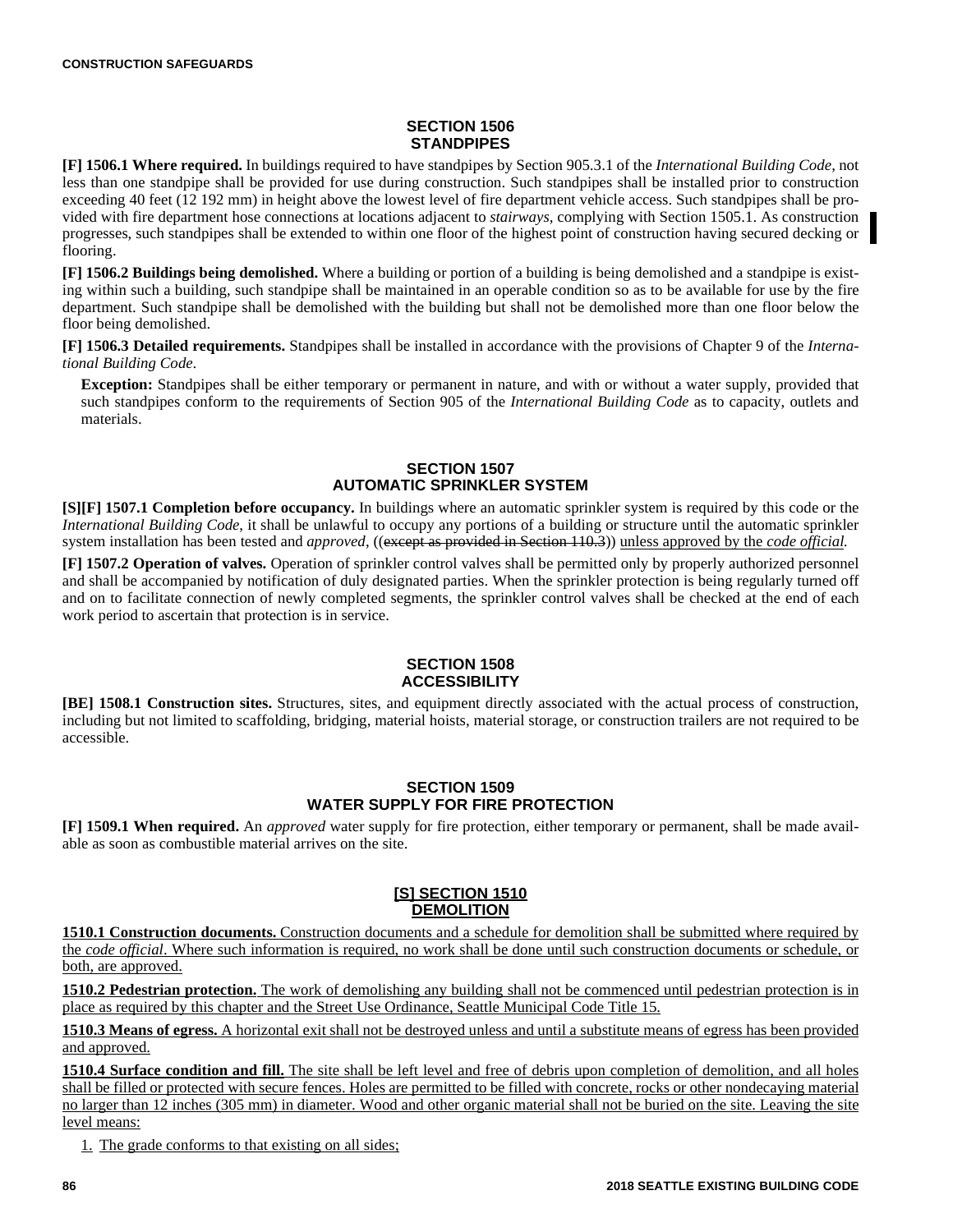## SECTION 1506
## STANDPIPES

**[F] 1506.1 Where required.** In buildings required to have standpipes by Section 905.3.1 of the *International Building Code*, not less than one standpipe shall be provided for use during construction. Such standpipes shall be installed prior to construction exceeding 40 feet (12 192 mm) in height above the lowest level of fire department vehicle access. Such standpipes shall be provided with fire department hose connections at locations adjacent to *stairways,* complying with Section 1505.1. As construction progresses, such standpipes shall be extended to within one floor of the highest point of construction having secured decking or flooring.

**[F] 1506.2 Buildings being demolished.** Where a building or portion of a building is being demolished and a standpipe is existing within such a building, such standpipe shall be maintained in an operable condition so as to be available for use by the fire department. Such standpipe shall be demolished with the building but shall not be demolished more than one floor below the floor being demolished.

**[F] 1506.3 Detailed requirements.** Standpipes shall be installed in accordance with the provisions of Chapter 9 of the *International Building Code*.

> **Exception:** Standpipes shall be either temporary or permanent in nature, and with or without a water supply, provided that such standpipes conform to the requirements of Section 905 of the *International Building Code* as to capacity, outlets and materials.

## SECTION 1507
## AUTOMATIC SPRINKLER SYSTEM

**[S][F] 1507.1 Completion before occupancy.** In buildings where an automatic sprinkler system is required by this code or the *International Building Code*, it shall be unlawful to occupy any portions of a building or structure until the automatic sprinkler system installation has been tested and *approved*, ((~~except as provided in Section 110.3~~)) <u>unless approved by the *code official*.</u>

**[F] 1507.2 Operation of valves.** Operation of sprinkler control valves shall be permitted only by properly authorized personnel and shall be accompanied by notification of duly designated parties. When the sprinkler protection is being regularly turned off and on to facilitate connection of newly completed segments, the sprinkler control valves shall be checked at the end of each work period to ascertain that protection is in service.

## SECTION 1508
## ACCESSIBILITY

**[BE] 1508.1 Construction sites.** Structures, sites, and equipment directly associated with the actual process of construction, including but not limited to scaffolding, bridging, material hoists, material storage, or construction trailers are not required to be accessible.

## SECTION 1509
## WATER SUPPLY FOR FIRE PROTECTION

**[F] 1509.1 When required.** An *approved* water supply for fire protection, either temporary or permanent, shall be made available as soon as combustible material arrives on the site.

## <u>[S] SECTION 1510</u>
## <u>DEMOLITION</u>

<u>**1510.1 Construction documents.** Construction documents and a schedule for demolition shall be submitted where required by the *code official*. Where such information is required, no work shall be done until such construction documents or schedule, or both, are approved.</u>

<u>**1510.2 Pedestrian protection.** The work of demolishing any building shall not be commenced until pedestrian protection is in place as required by this chapter and the Street Use Ordinance, Seattle Municipal Code Title 15.</u>

<u>**1510.3 Means of egress.** A horizontal exit shall not be destroyed unless and until a substitute means of egress has been provided and approved.</u>

<u>**1510.4 Surface condition and fill.** The site shall be left level and free of debris upon completion of demolition, and all holes shall be filled or protected with secure fences. Holes are permitted to be filled with concrete, rocks or other nondecaying material no larger than 12 inches (305 mm) in diameter. Wood and other organic material shall not be buried on the site. Leaving the site level means:</u>

1. <u>The grade conforms to that existing on all sides;</u>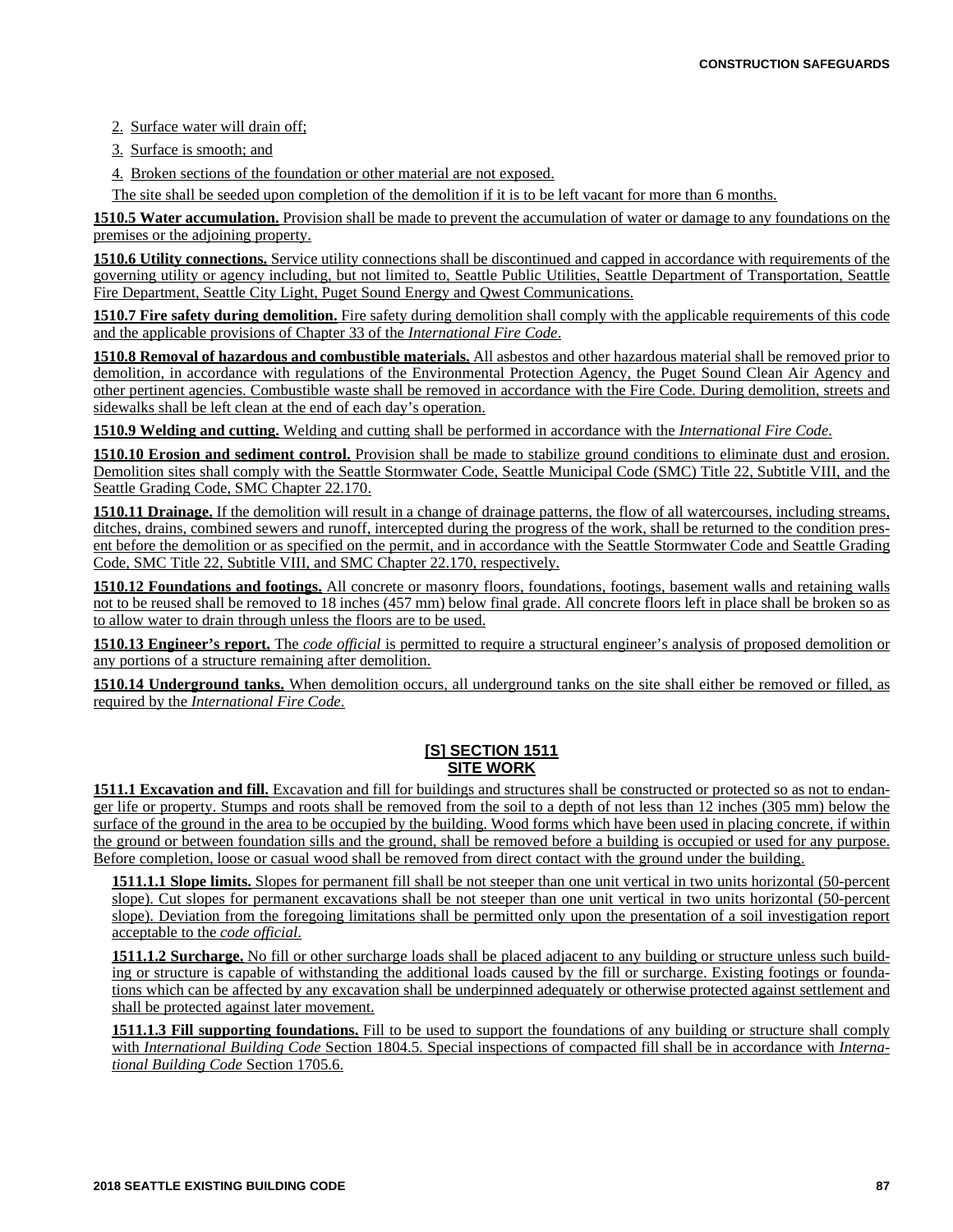2. Surface water will drain off;
3. Surface is smooth; and
4. Broken sections of the foundation or other material are not exposed.

The site shall be seeded upon completion of the demolition if it is to be left vacant for more than 6 months.

**1510.5 Water accumulation.** Provision shall be made to prevent the accumulation of water or damage to any foundations on the premises or the adjoining property.

**1510.6 Utility connections.** Service utility connections shall be discontinued and capped in accordance with requirements of the governing utility or agency including, but not limited to, Seattle Public Utilities, Seattle Department of Transportation, Seattle Fire Department, Seattle City Light, Puget Sound Energy and Qwest Communications.

**1510.7 Fire safety during demolition.** Fire safety during demolition shall comply with the applicable requirements of this code and the applicable provisions of Chapter 33 of the *International Fire Code*.

**1510.8 Removal of hazardous and combustible materials.** All asbestos and other hazardous material shall be removed prior to demolition, in accordance with regulations of the Environmental Protection Agency, the Puget Sound Clean Air Agency and other pertinent agencies. Combustible waste shall be removed in accordance with the Fire Code. During demolition, streets and sidewalks shall be left clean at the end of each day's operation.

**1510.9 Welding and cutting.** Welding and cutting shall be performed in accordance with the *International Fire Code*.

**1510.10 Erosion and sediment control.** Provision shall be made to stabilize ground conditions to eliminate dust and erosion. Demolition sites shall comply with the Seattle Stormwater Code, Seattle Municipal Code (SMC) Title 22, Subtitle VIII, and the Seattle Grading Code, SMC Chapter 22.170.

**1510.11 Drainage.** If the demolition will result in a change of drainage patterns, the flow of all watercourses, including streams, ditches, drains, combined sewers and runoff, intercepted during the progress of the work, shall be returned to the condition present before the demolition or as specified on the permit, and in accordance with the Seattle Stormwater Code and Seattle Grading Code, SMC Title 22, Subtitle VIII, and SMC Chapter 22.170, respectively.

**1510.12 Foundations and footings.** All concrete or masonry floors, foundations, footings, basement walls and retaining walls not to be reused shall be removed to 18 inches (457 mm) below final grade. All concrete floors left in place shall be broken so as to allow water to drain through unless the floors are to be used.

**1510.13 Engineer's report.** The *code official* is permitted to require a structural engineer's analysis of proposed demolition or any portions of a structure remaining after demolition.

**1510.14 Underground tanks.** When demolition occurs, all underground tanks on the site shall either be removed or filled, as required by the *International Fire Code*.

## [S] SECTION 1511 SITE WORK

**1511.1 Excavation and fill.** Excavation and fill for buildings and structures shall be constructed or protected so as not to endanger life or property. Stumps and roots shall be removed from the soil to a depth of not less than 12 inches (305 mm) below the surface of the ground in the area to be occupied by the building. Wood forms which have been used in placing concrete, if within the ground or between foundation sills and the ground, shall be removed before a building is occupied or used for any purpose. Before completion, loose or casual wood shall be removed from direct contact with the ground under the building.

**1511.1.1 Slope limits.** Slopes for permanent fill shall be not steeper than one unit vertical in two units horizontal (50-percent slope). Cut slopes for permanent excavations shall be not steeper than one unit vertical in two units horizontal (50-percent slope). Deviation from the foregoing limitations shall be permitted only upon the presentation of a soil investigation report acceptable to the *code official*.

**1511.1.2 Surcharge.** No fill or other surcharge loads shall be placed adjacent to any building or structure unless such building or structure is capable of withstanding the additional loads caused by the fill or surcharge. Existing footings or foundations which can be affected by any excavation shall be underpinned adequately or otherwise protected against settlement and shall be protected against later movement.

**1511.1.3 Fill supporting foundations.** Fill to be used to support the foundations of any building or structure shall comply with *International Building Code* Section 1804.5. Special inspections of compacted fill shall be in accordance with *International Building Code* Section 1705.6.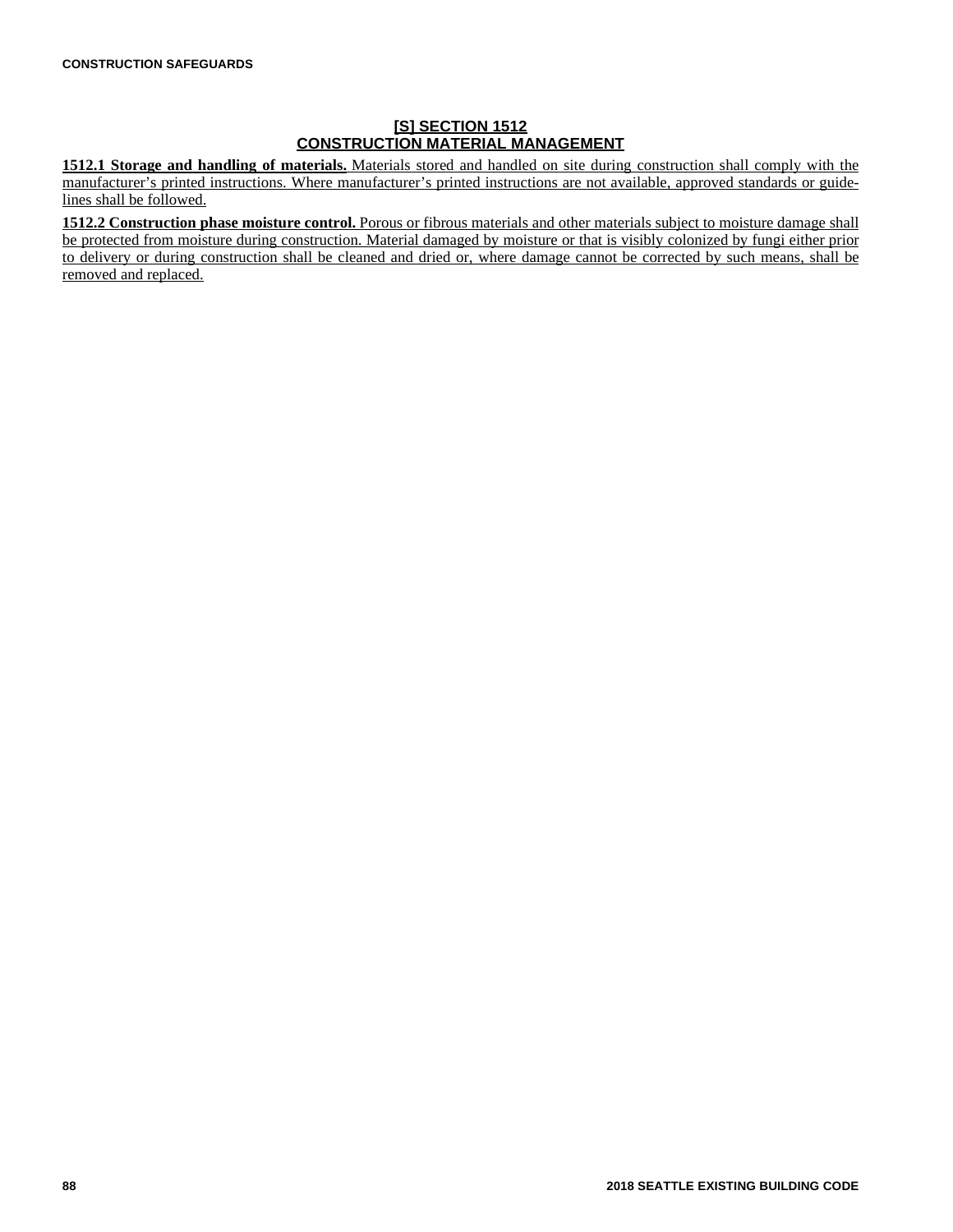## [S] SECTION 1512
## CONSTRUCTION MATERIAL MANAGEMENT

**1512.1 Storage and handling of materials.** Materials stored and handled on site during construction shall comply with the manufacturer's printed instructions. Where manufacturer's printed instructions are not available, approved standards or guidelines shall be followed.

**1512.2 Construction phase moisture control.** Porous or fibrous materials and other materials subject to moisture damage shall be protected from moisture during construction. Material damaged by moisture or that is visibly colonized by fungi either prior to delivery or during construction shall be cleaned and dried or, where damage cannot be corrected by such means, shall be removed and replaced.